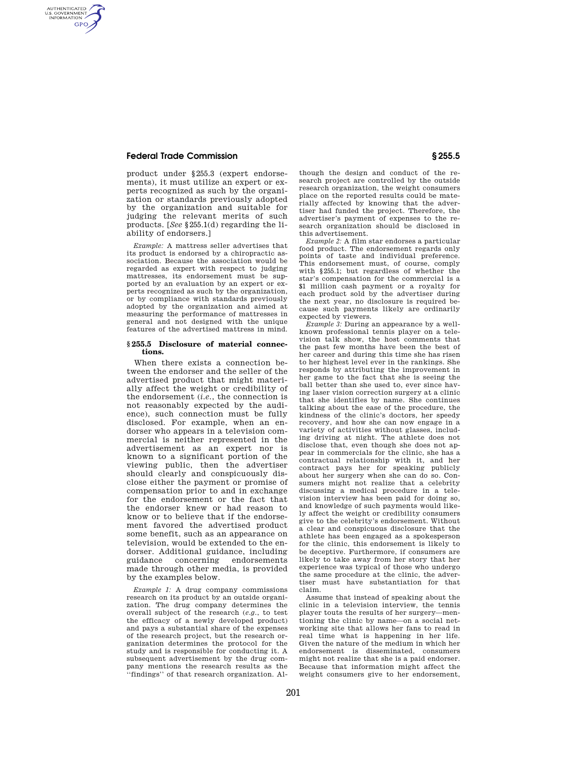product under §255.3 (expert endorsements), it must utilize an expert or experts recognized as such by the organization or standards previously adopted by the organization and suitable for judging the relevant merits of such products. [*See* §255.1(d) regarding the liability of endorsers.]

*Example:* A mattress seller advertises that its product is endorsed by a chiropractic association. Because the association would be regarded as expert with respect to judging mattresses, its endorsement must be supported by an evaluation by an expert or experts recognized as such by the organization, or by compliance with standards previously adopted by the organization and aimed at measuring the performance of mattresses in general and not designed with the unique features of the advertised mattress in mind.

### §255.5 Disclosure of material connections.

When there exists a connection between the endorser and the seller of the advertised product that might materially affect the weight or credibility of the endorsement (*i.e.*, the connection is not reasonably expected by the audience), such connection must be fully disclosed. For example, when an endorser who appears in a television commercial is neither represented in the advertisement as an expert nor is known to a significant portion of the viewing public, then the advertiser should clearly and conspicuously disclose either the payment or promise of compensation prior to and in exchange for the endorsement or the fact that the endorser knew or had reason to know or to believe that if the endorsement favored the advertised product some benefit, such as an appearance on television, would be extended to the endorser. Additional guidance, including guidance concerning endorsements made through other media, is provided by the examples below.

*Example 1:* A drug company commissions research on its product by an outside organization. The drug company determines the overall subject of the research (*e.g.*, to test the efficacy of a newly developed product) and pays a substantial share of the expenses of the research project, but the research organization determines the protocol for the study and is responsible for conducting it. A subsequent advertisement by the drug company mentions the research results as the "findings" of that research organization. Although the design and conduct of the research project are controlled by the outside research organization, the weight consumers place on the reported results could be materially affected by knowing that the advertiser had funded the project. Therefore, the advertiser's payment of expenses to the research organization should be disclosed in this advertisement.

*Example 2:* A film star endorses a particular food product. The endorsement regards only points of taste and individual preference. This endorsement must, of course, comply with §255.1; but regardless of whether the star's compensation for the commercial is a $1 million cash payment or a royalty for each product sold by the advertiser during the next year, no disclosure is required because such payments likely are ordinarily expected by viewers.

*Example 3:* During an appearance by a well-known professional tennis player on a television talk show, the host comments that the past few months have been the best of her career and during this time she has risen to her highest level ever in the rankings. She responds by attributing the improvement in her game to the fact that she is seeing the ball better than she used to, ever since having laser vision correction surgery at a clinic that she identifies by name. She continues talking about the ease of the procedure, the kindness of the clinic's doctors, her speedy recovery, and how she can now engage in a variety of activities without glasses, including driving at night. The athlete does not disclose that, even though she does not appear in commercials for the clinic, she has a contractual relationship with it, and her contract pays her for speaking publicly about her surgery when she can do so. Consumers might not realize that a celebrity discussing a medical procedure in a television interview has been paid for doing so, and knowledge of such payments would likely affect the weight or credibility consumers give to the celebrity's endorsement. Without a clear and conspicuous disclosure that the athlete has been engaged as a spokesperson for the clinic, this endorsement is likely to be deceptive. Furthermore, if consumers are likely to take away from her story that her experience was typical of those who undergo the same procedure at the clinic, the advertiser must have substantiation for that claim.

Assume that instead of speaking about the clinic in a television interview, the tennis player touts the results of her surgery—mentioning the clinic by name—on a social networking site that allows her fans to read in real time what is happening in her life. Given the nature of the medium in which her endorsement is disseminated, consumers might not realize that she is a paid endorser. Because that information might affect the weight consumers give to her endorsement,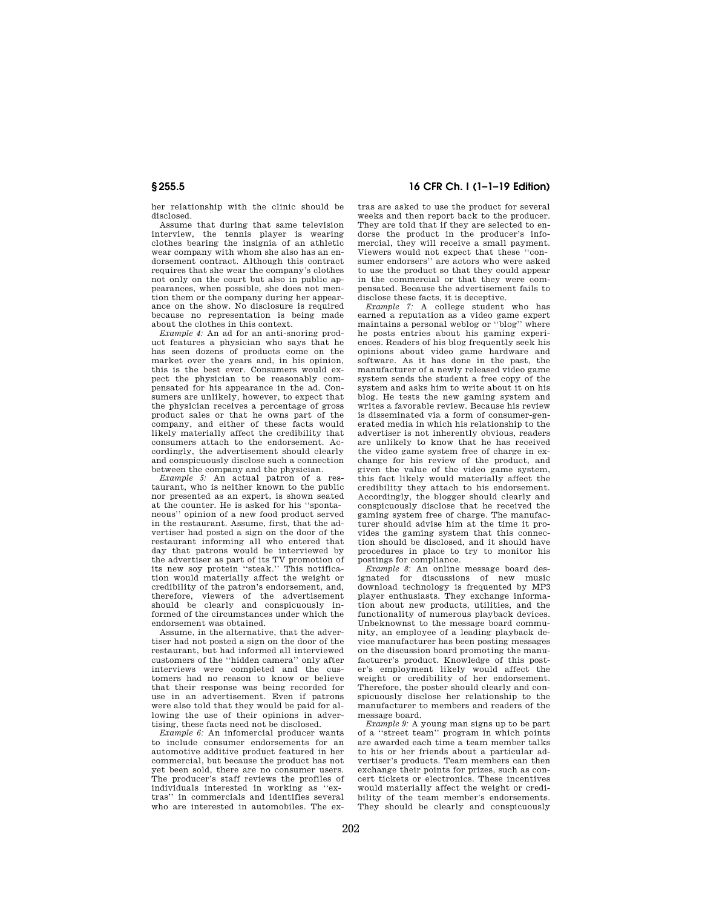her relationship with the clinic should be disclosed.

Assume that during that same television interview, the tennis player is wearing clothes bearing the insignia of an athletic wear company with whom she also has an endorsement contract. Although this contract requires that she wear the company's clothes not only on the court but also in public appearances, when possible, she does not mention them or the company during her appearance on the show. No disclosure is required because no representation is being made about the clothes in this context.

*Example 4:* An ad for an anti-snoring product features a physician who says that he has seen dozens of products come on the market over the years and, in his opinion, this is the best ever. Consumers would expect the physician to be reasonably compensated for his appearance in the ad. Consumers are unlikely, however, to expect that the physician receives a percentage of gross product sales or that he owns part of the company, and either of these facts would likely materially affect the credibility that consumers attach to the endorsement. Accordingly, the advertisement should clearly and conspicuously disclose such a connection between the company and the physician.

*Example 5:* An actual patron of a restaurant, who is neither known to the public nor presented as an expert, is shown seated at the counter. He is asked for his "spontaneous" opinion of a new food product served in the restaurant. Assume, first, that the advertiser had posted a sign on the door of the restaurant informing all who entered that day that patrons would be interviewed by the advertiser as part of its TV promotion of its new soy protein "steak." This notification would materially affect the weight or credibility of the patron's endorsement, and, therefore, viewers of the advertisement should be clearly and conspicuously informed of the circumstances under which the endorsement was obtained.

Assume, in the alternative, that the advertiser had not posted a sign on the door of the restaurant, but had informed all interviewed customers of the "hidden camera" only after interviews were completed and the customers had no reason to know or believe that their response was being recorded for use in an advertisement. Even if patrons were also told that they would be paid for allowing the use of their opinions in advertising, these facts need not be disclosed.

*Example 6:* An infomercial producer wants to include consumer endorsements for an automotive additive product featured in her commercial, but because the product has not yet been sold, there are no consumer users. The producer's staff reviews the profiles of individuals interested in working as "extras" in commercials and identifies several who are interested in automobiles. The extras are asked to use the product for several weeks and then report back to the producer. They are told that if they are selected to endorse the product in the producer's infomercial, they will receive a small payment. Viewers would not expect that these "consumer endorsers" are actors who were asked to use the product so that they could appear in the commercial or that they were compensated. Because the advertisement fails to disclose these facts, it is deceptive.

*Example 7:* A college student who has earned a reputation as a video game expert maintains a personal weblog or "blog" where he posts entries about his gaming experiences. Readers of his blog frequently seek his opinions about video game hardware and software. As it has done in the past, the manufacturer of a newly released video game system sends the student a free copy of the system and asks him to write about it on his blog. He tests the new gaming system and writes a favorable review. Because his review is disseminated via a form of consumer-generated media in which his relationship to the advertiser is not inherently obvious, readers are unlikely to know that he has received the video game system free of charge in exchange for his review of the product, and given the value of the video game system, this fact likely would materially affect the credibility they attach to his endorsement. Accordingly, the blogger should clearly and conspicuously disclose that he received the gaming system free of charge. The manufacturer should advise him at the time it provides the gaming system that this connection should be disclosed, and it should have procedures in place to try to monitor his postings for compliance.

*Example 8:* An online message board designated for discussions of new music download technology is frequented by MP3 player enthusiasts. They exchange information about new products, utilities, and the functionality of numerous playback devices. Unbeknownst to the message board community, an employee of a leading playback device manufacturer has been posting messages on the discussion board promoting the manufacturer's product. Knowledge of this poster's employment likely would affect the weight or credibility of her endorsement. Therefore, the poster should clearly and conspicuously disclose her relationship to the manufacturer to members and readers of the message board.

*Example 9:* A young man signs up to be part of a "street team" program in which points are awarded each time a team member talks to his or her friends about a particular advertiser's products. Team members can then exchange their points for prizes, such as concert tickets or electronics. These incentives would materially affect the weight or credibility of the team member's endorsements. They should be clearly and conspicuously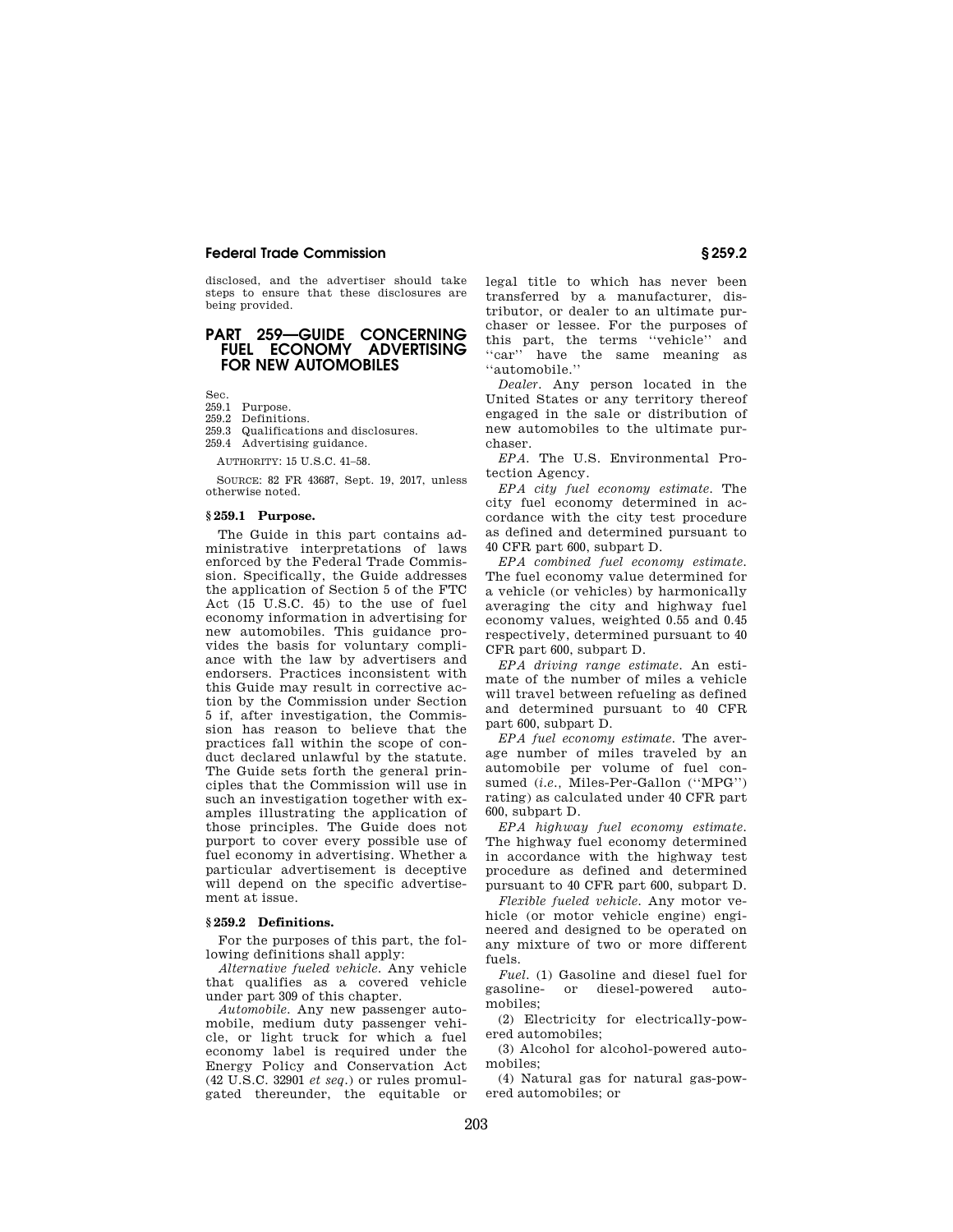disclosed, and the advertiser should take steps to ensure that these disclosures are being provided.

## PART 259—GUIDE CONCERNING FUEL ECONOMY ADVERTISING FOR NEW AUTOMOBILES

Sec.
259.1 Purpose.
259.2 Definitions.
259.3 Qualifications and disclosures.
259.4 Advertising guidance.

AUTHORITY: 15 U.S.C. 41–58.

SOURCE: 82 FR 43687, Sept. 19, 2017, unless otherwise noted.

### § 259.1 Purpose.

The Guide in this part contains administrative interpretations of laws enforced by the Federal Trade Commission. Specifically, the Guide addresses the application of Section 5 of the FTC Act (15 U.S.C. 45) to the use of fuel economy information in advertising for new automobiles. This guidance provides the basis for voluntary compliance with the law by advertisers and endorsers. Practices inconsistent with this Guide may result in corrective action by the Commission under Section 5 if, after investigation, the Commission has reason to believe that the practices fall within the scope of conduct declared unlawful by the statute. The Guide sets forth the general principles that the Commission will use in such an investigation together with examples illustrating the application of those principles. The Guide does not purport to cover every possible use of fuel economy in advertising. Whether a particular advertisement is deceptive will depend on the specific advertisement at issue.

### § 259.2 Definitions.

For the purposes of this part, the following definitions shall apply:

*Alternative fueled vehicle.* Any vehicle that qualifies as a covered vehicle under part 309 of this chapter.

*Automobile.* Any new passenger automobile, medium duty passenger vehicle, or light truck for which a fuel economy label is required under the Energy Policy and Conservation Act (42 U.S.C. 32901 *et seq.*) or rules promulgated thereunder, the equitable or legal title to which has never been transferred by a manufacturer, distributor, or dealer to an ultimate purchaser or lessee. For the purposes of this part, the terms ''vehicle'' and ''car'' have the same meaning as ''automobile.''

*Dealer.* Any person located in the United States or any territory thereof engaged in the sale or distribution of new automobiles to the ultimate purchaser.

*EPA.* The U.S. Environmental Protection Agency.

*EPA city fuel economy estimate.* The city fuel economy determined in accordance with the city test procedure as defined and determined pursuant to 40 CFR part 600, subpart D.

*EPA combined fuel economy estimate.* The fuel economy value determined for a vehicle (or vehicles) by harmonically averaging the city and highway fuel economy values, weighted 0.55 and 0.45 respectively, determined pursuant to 40 CFR part 600, subpart D.

*EPA driving range estimate.* An estimate of the number of miles a vehicle will travel between refueling as defined and determined pursuant to 40 CFR part 600, subpart D.

*EPA fuel economy estimate.* The average number of miles traveled by an automobile per volume of fuel consumed (*i.e.,* Miles-Per-Gallon (''MPG'') rating) as calculated under 40 CFR part 600, subpart D.

*EPA highway fuel economy estimate.* The highway fuel economy determined in accordance with the highway test procedure as defined and determined pursuant to 40 CFR part 600, subpart D.

*Flexible fueled vehicle.* Any motor vehicle (or motor vehicle engine) engineered and designed to be operated on any mixture of two or more different fuels.

*Fuel.* (1) Gasoline and diesel fuel for gasoline- or diesel-powered automobiles;

(2) Electricity for electrically-powered automobiles;

(3) Alcohol for alcohol-powered automobiles;

(4) Natural gas for natural gas-powered automobiles; or